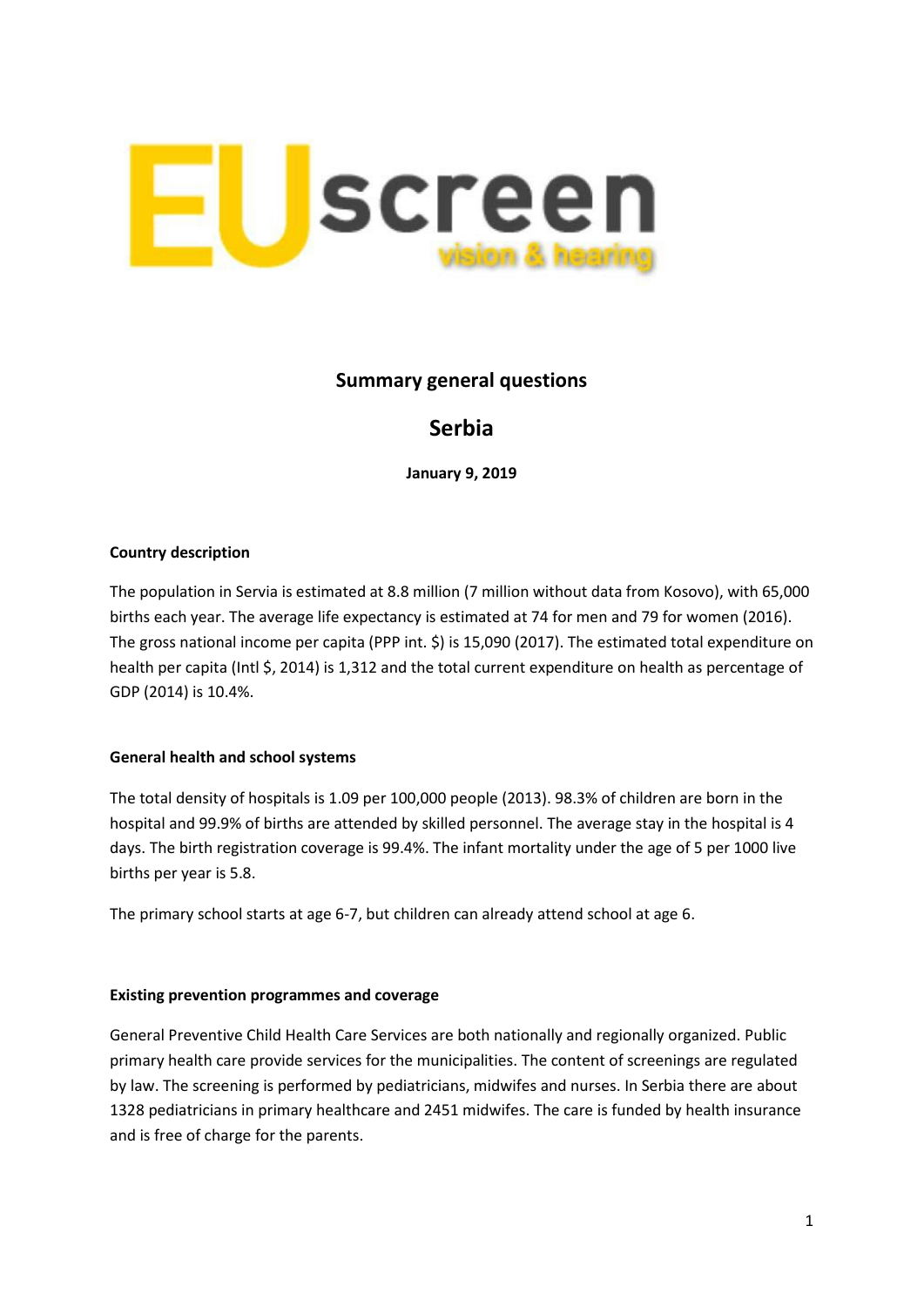EUscreen
vision & hearing

# Summary general questions

# Serbia

**January 9, 2019**

**Country description**

The population in Servia is estimated at 8.8 million (7 million without data from Kosovo), with 65,000 births each year. The average life expectancy is estimated at 74 for men and 79 for women (2016). The gross national income per capita (PPP int. $) is 15,090 (2017). The estimated total expenditure on health per capita (Intl $, 2014) is 1,312 and the total current expenditure on health as percentage of GDP (2014) is 10.4%.

**General health and school systems**

The total density of hospitals is 1.09 per 100,000 people (2013). 98.3% of children are born in the hospital and 99.9% of births are attended by skilled personnel. The average stay in the hospital is 4 days. The birth registration coverage is 99.4%. The infant mortality under the age of 5 per 1000 live births per year is 5.8.

The primary school starts at age 6-7, but children can already attend school at age 6.

**Existing prevention programmes and coverage**

General Preventive Child Health Care Services are both nationally and regionally organized. Public primary health care provide services for the municipalities. The content of screenings are regulated by law. The screening is performed by pediatricians, midwifes and nurses. In Serbia there are about 1328 pediatricians in primary healthcare and 2451 midwifes. The care is funded by health insurance and is free of charge for the parents.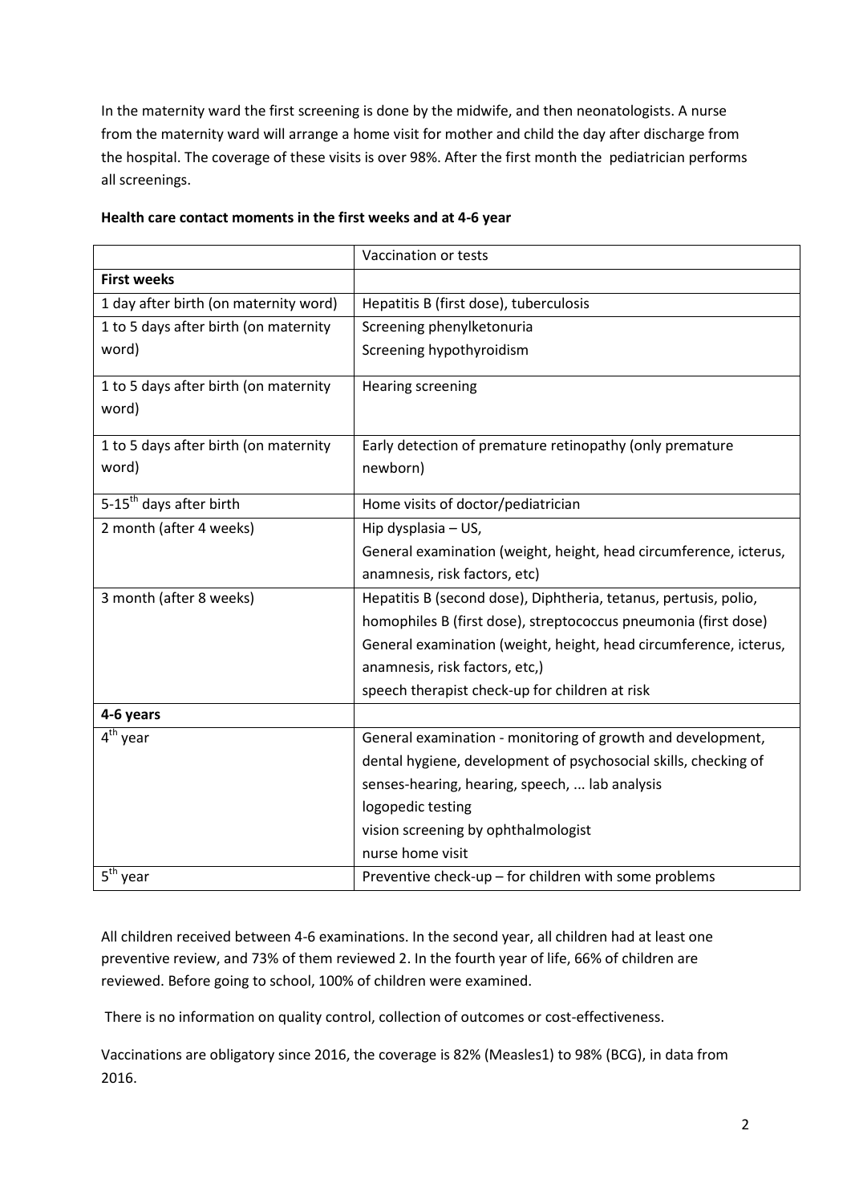In the maternity ward the first screening is done by the midwife, and then neonatologists. A nurse from the maternity ward will arrange a home visit for mother and child the day after discharge from the hospital. The coverage of these visits is over 98%. After the first month the pediatrician performs all screenings.

**Health care contact moments in the first weeks and at 4-6 year**

| | Vaccination or tests |
|---|---|
| **First weeks** | |
| 1 day after birth (on maternity word) | Hepatitis B (first dose), tuberculosis |
| 1 to 5 days after birth (on maternity word) | Screening phenylketonuria<br>Screening hypothyroidism |
| 1 to 5 days after birth (on maternity word) | Hearing screening |
| 1 to 5 days after birth (on maternity word) | Early detection of premature retinopathy (only premature newborn) |
| 5-15th days after birth | Home visits of doctor/pediatrician |
| 2 month (after 4 weeks) | Hip dysplasia – US,<br>General examination (weight, height, head circumference, icterus, anamnesis, risk factors, etc) |
| 3 month (after 8 weeks) | Hepatitis B (second dose), Diphtheria, tetanus, pertusis, polio, homophiles B (first dose), streptococcus pneumonia (first dose)<br>General examination (weight, height, head circumference, icterus, anamnesis, risk factors, etc,)<br>speech therapist check-up for children at risk |
| **4-6 years** | |
| 4th year | General examination - monitoring of growth and development, dental hygiene, development of psychosocial skills, checking of senses-hearing, hearing, speech, ... lab analysis<br>logopedic testing<br>vision screening by ophthalmologist<br>nurse home visit |
| 5th year | Preventive check-up – for children with some problems |

All children received between 4-6 examinations. In the second year, all children had at least one preventive review, and 73% of them reviewed 2. In the fourth year of life, 66% of children are reviewed. Before going to school, 100% of children were examined.

There is no information on quality control, collection of outcomes or cost-effectiveness.

Vaccinations are obligatory since 2016, the coverage is 82% (Measles1) to 98% (BCG), in data from 2016.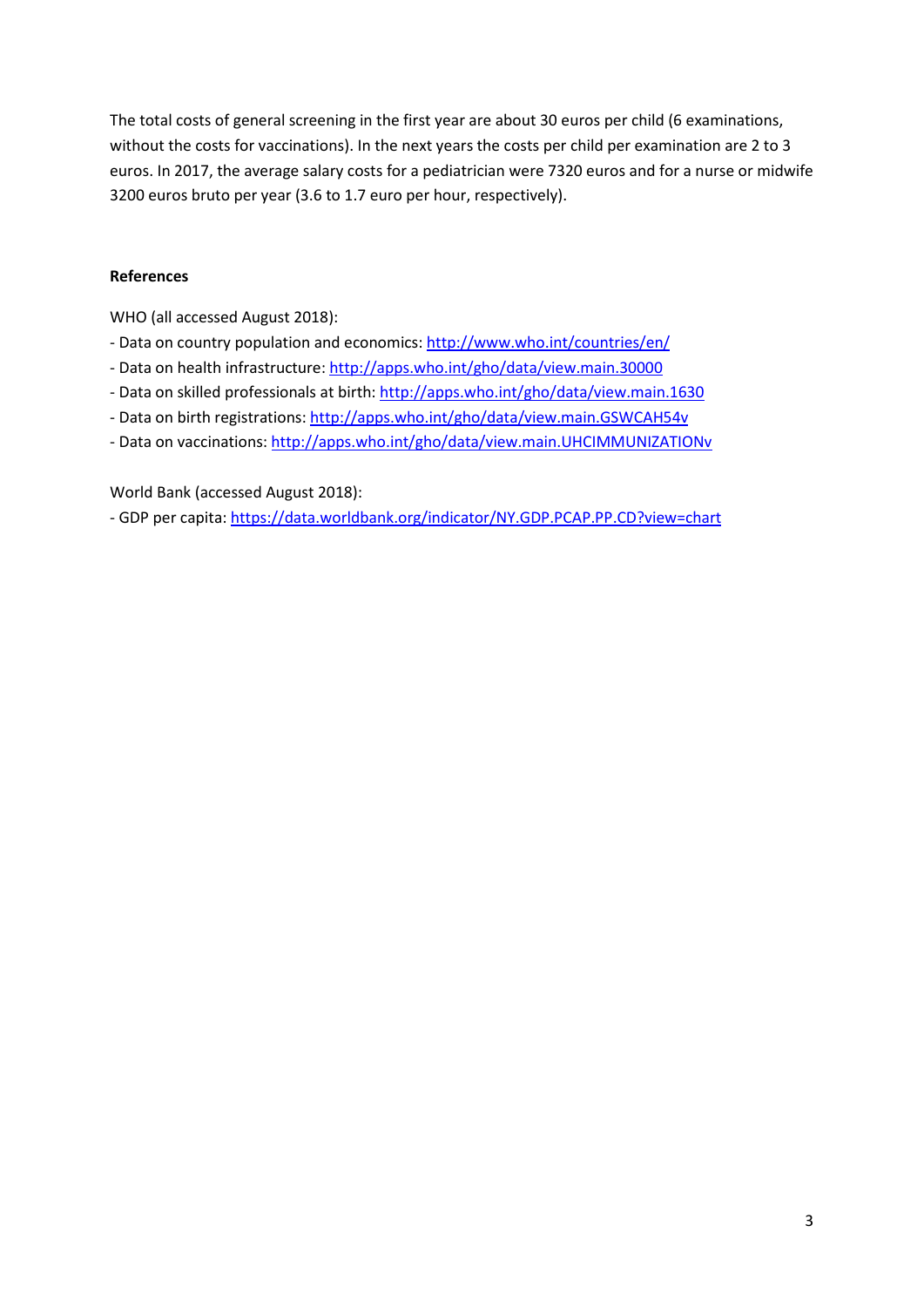The total costs of general screening in the first year are about 30 euros per child (6 examinations, without the costs for vaccinations). In the next years the costs per child per examination are 2 to 3 euros. In 2017, the average salary costs for a pediatrician were 7320 euros and for a nurse or midwife 3200 euros bruto per year (3.6 to 1.7 euro per hour, respectively).

**References**

WHO (all accessed August 2018):

- Data on country population and economics: http://www.who.int/countries/en/
- Data on health infrastructure: http://apps.who.int/gho/data/view.main.30000
- Data on skilled professionals at birth: http://apps.who.int/gho/data/view.main.1630
- Data on birth registrations: http://apps.who.int/gho/data/view.main.GSWCAH54v
- Data on vaccinations: http://apps.who.int/gho/data/view.main.UHCIMMUNIZATIONv

World Bank (accessed August 2018):

- GDP per capita: https://data.worldbank.org/indicator/NY.GDP.PCAP.PP.CD?view=chart